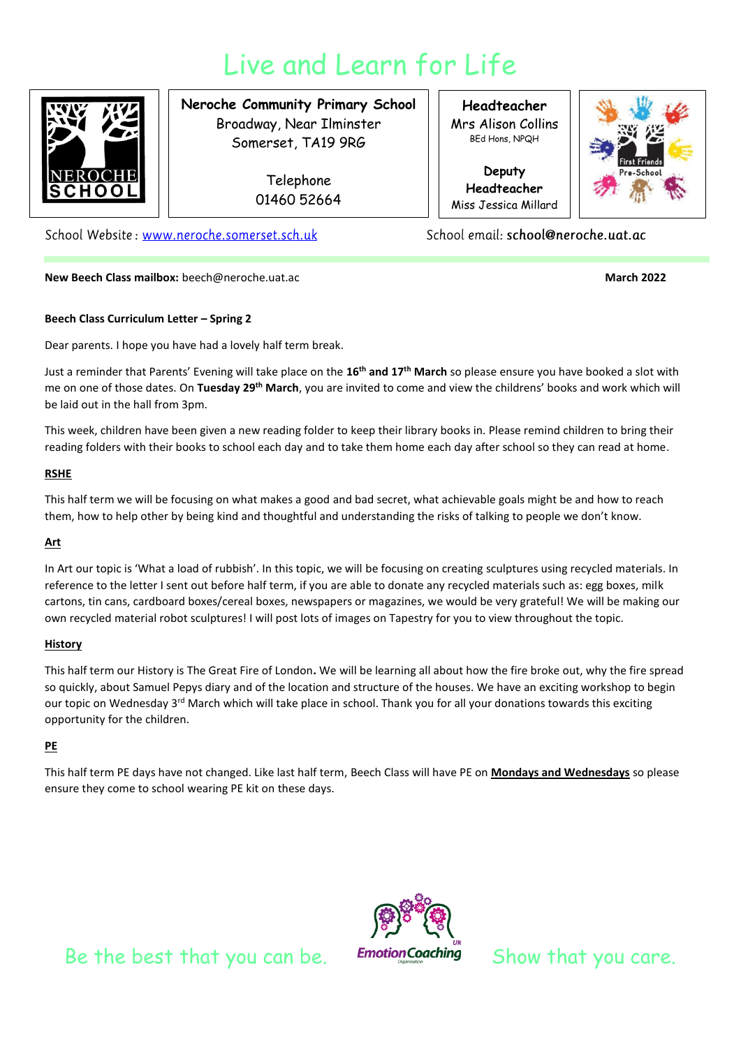# Live and Learn for Life

**Neroche Community Primary School**
Broadway, Near Ilminster
Somerset, TA19 9RG

Telephone
01460 52664

**Headteacher**
Mrs Alison Collins
BEd Hons, NPQH

**Deputy Headteacher**
Miss Jessica Millard

School Website : www.neroche.somerset.sch.uk

School email: **school@neroche.uat.ac**

**New Beech Class mailbox:** beech@neroche.uat.ac

**March 2022**

**Beech Class Curriculum Letter – Spring 2**

Dear parents. I hope you have had a lovely half term break.

Just a reminder that Parents' Evening will take place on the **16th and 17th March** so please ensure you have booked a slot with me on one of those dates. On **Tuesday 29th March**, you are invited to come and view the childrens' books and work which will be laid out in the hall from 3pm.

This week, children have been given a new reading folder to keep their library books in. Please remind children to bring their reading folders with their books to school each day and to take them home each day after school so they can read at home.

## RSHE

This half term we will be focusing on what makes a good and bad secret, what achievable goals might be and how to reach them, how to help other by being kind and thoughtful and understanding the risks of talking to people we don't know.

## Art

In Art our topic is 'What a load of rubbish'. In this topic, we will be focusing on creating sculptures using recycled materials. In reference to the letter I sent out before half term, if you are able to donate any recycled materials such as: egg boxes, milk cartons, tin cans, cardboard boxes/cereal boxes, newspapers or magazines, we would be very grateful! We will be making our own recycled material robot sculptures! I will post lots of images on Tapestry for you to view throughout the topic.

## History

This half term our History is The Great Fire of London**.** We will be learning all about how the fire broke out, why the fire spread so quickly, about Samuel Pepys diary and of the location and structure of the houses. We have an exciting workshop to begin our topic on Wednesday 3rd March which will take place in school. Thank you for all your donations towards this exciting opportunity for the children.

## PE

This half term PE days have not changed. Like last half term, Beech Class will have PE on **Mondays and Wednesdays** so please ensure they come to school wearing PE kit on these days.

Be the best that you can be. Show that you care.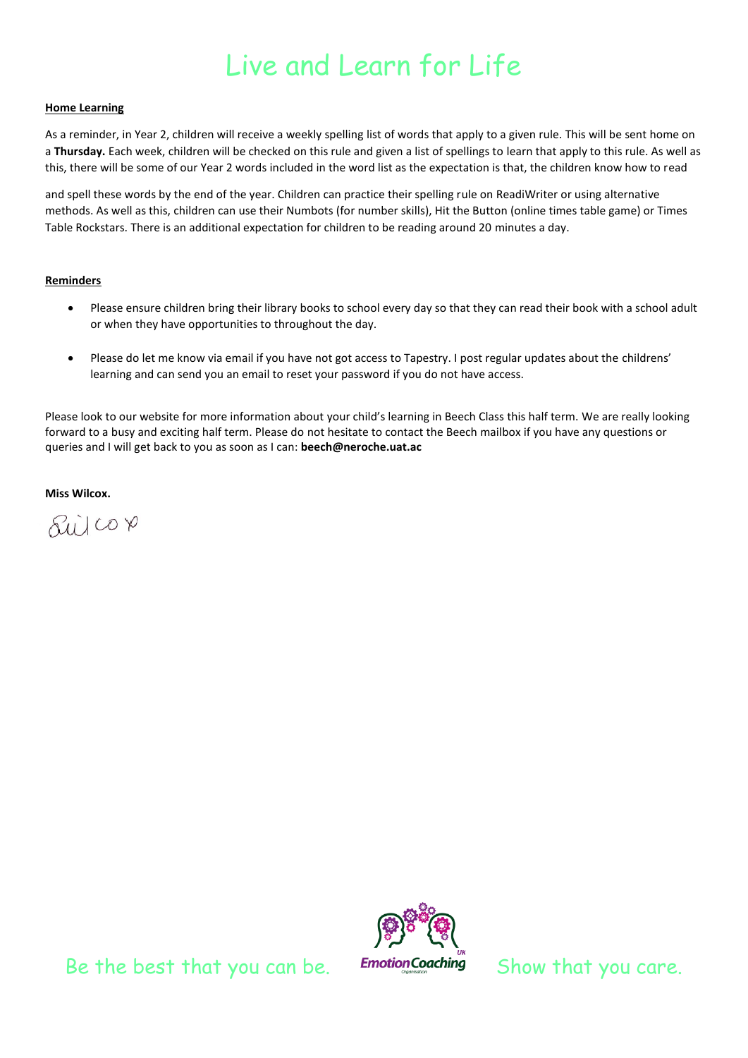# Live and Learn for Life

**Home Learning**

As a reminder, in Year 2, children will receive a weekly spelling list of words that apply to a given rule. This will be sent home on a **Thursday.** Each week, children will be checked on this rule and given a list of spellings to learn that apply to this rule. As well as this, there will be some of our Year 2 words included in the word list as the expectation is that, the children know how to read and spell these words by the end of the year. Children can practice their spelling rule on ReadiWriter or using alternative methods. As well as this, children can use their Numbots (for number skills), Hit the Button (online times table game) or Times Table Rockstars. There is an additional expectation for children to be reading around 20 minutes a day.

**Reminders**

- Please ensure children bring their library books to school every day so that they can read their book with a school adult or when they have opportunities to throughout the day.
- Please do let me know via email if you have not got access to Tapestry. I post regular updates about the childrens' learning and can send you an email to reset your password if you do not have access.

Please look to our website for more information about your child's learning in Beech Class this half term. We are really looking forward to a busy and exciting half term. Please do not hesitate to contact the Beech mailbox if you have any questions or queries and I will get back to you as soon as I can: **beech@neroche.uat.ac**

**Miss Wilcox.**

Be the best that you can be. Show that you care.